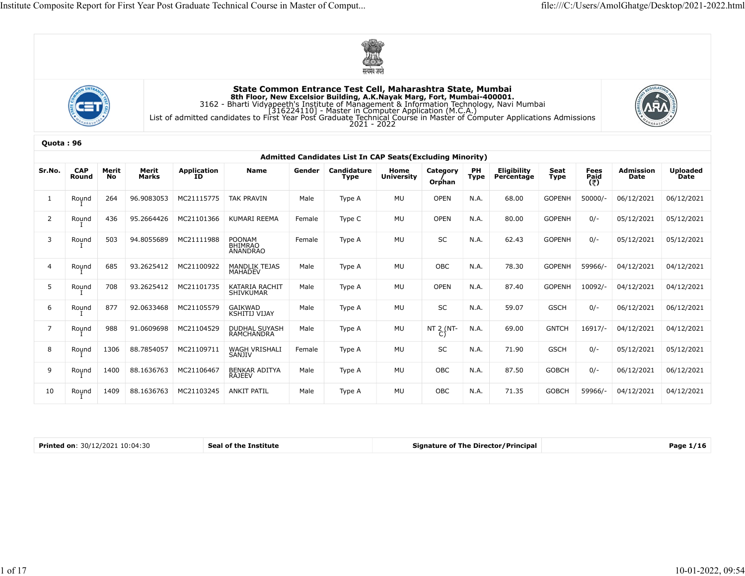सत्यमेव जयते

# State Common Entrance Test Cell, Maharashtra State, Mumbai

**8th Floor, New Excelsior Building, A.K.Nayak Marg, Fort, Mumbai-400001.**

3162 - Bharti Vidyapeeth's Institute of Management & Information Technology, Navi Mumbai

[316224110] - Master in Computer Application (M.C.A.)

List of admitted candidates to First Year Post Graduate Technical Course in Master of Computer Applications Admissions 2021 - 2022

**Quota : 96**

**Admitted Candidates List In CAP Seats(Excluding Minority)**

| Sr.No. | CAP Round | Merit No | Merit Marks | Application ID | Name | Gender | Candidature Type | Home University | Category / Orphan | PH Type | Eligibility Percentage | Seat Type | Fees Paid (₹) | Admission Date | Uploaded Date |
|---|---|---|---|---|---|---|---|---|---|---|---|---|---|---|---|
| 1 | Round I | 264 | 96.9083053 | MC21115775 | TAK PRAVIN | Male | Type A | MU | OPEN | N.A. | 68.00 | GOPENH | 50000/- | 06/12/2021 | 06/12/2021 |
| 2 | Round I | 436 | 95.2664426 | MC21101366 | KUMARI REEMA | Female | Type C | MU | OPEN | N.A. | 80.00 | GOPENH | 0/- | 05/12/2021 | 05/12/2021 |
| 3 | Round I | 503 | 94.8055689 | MC21111988 | POONAM BHIMRAO ANANDRAO | Female | Type A | MU | SC | N.A. | 62.43 | GOPENH | 0/- | 05/12/2021 | 05/12/2021 |
| 4 | Round I | 685 | 93.2625412 | MC21100922 | MANDLIK TEJAS MAHADEV | Male | Type A | MU | OBC | N.A. | 78.30 | GOPENH | 59966/- | 04/12/2021 | 04/12/2021 |
| 5 | Round I | 708 | 93.2625412 | MC21101735 | KATARIA RACHIT SHIVKUMAR | Male | Type A | MU | OPEN | N.A. | 87.40 | GOPENH | 10092/- | 04/12/2021 | 04/12/2021 |
| 6 | Round I | 877 | 92.0633468 | MC21105579 | GAIKWAD KSHITIJ VIJAY | Male | Type A | MU | SC | N.A. | 59.07 | GSCH | 0/- | 06/12/2021 | 06/12/2021 |
| 7 | Round I | 988 | 91.0609698 | MC21104529 | DUDHAL SUYASH RAMCHANDRA | Male | Type A | MU | NT 2 (NT-C) | N.A. | 69.00 | GNTCH | 16917/- | 04/12/2021 | 04/12/2021 |
| 8 | Round I | 1306 | 88.7854057 | MC21109711 | WAGH VRISHALI SANJIV | Female | Type A | MU | SC | N.A. | 71.90 | GSCH | 0/- | 05/12/2021 | 05/12/2021 |
| 9 | Round I | 1400 | 88.1636763 | MC21106467 | BENKAR ADITYA RAJEEV | Male | Type A | MU | OBC | N.A. | 87.50 | GOBCH | 0/- | 06/12/2021 | 06/12/2021 |
| 10 | Round I | 1409 | 88.1636763 | MC21103245 | ANKIT PATIL | Male | Type A | MU | OBC | N.A. | 71.35 | GOBCH | 59966/- | 04/12/2021 | 04/12/2021 |

| **Printed on**: 30/12/2021 10:04:30 | **Seal of the Institute** | **Signature of The Director/Principal** | **Page 1/16** |
|---|---|---|---|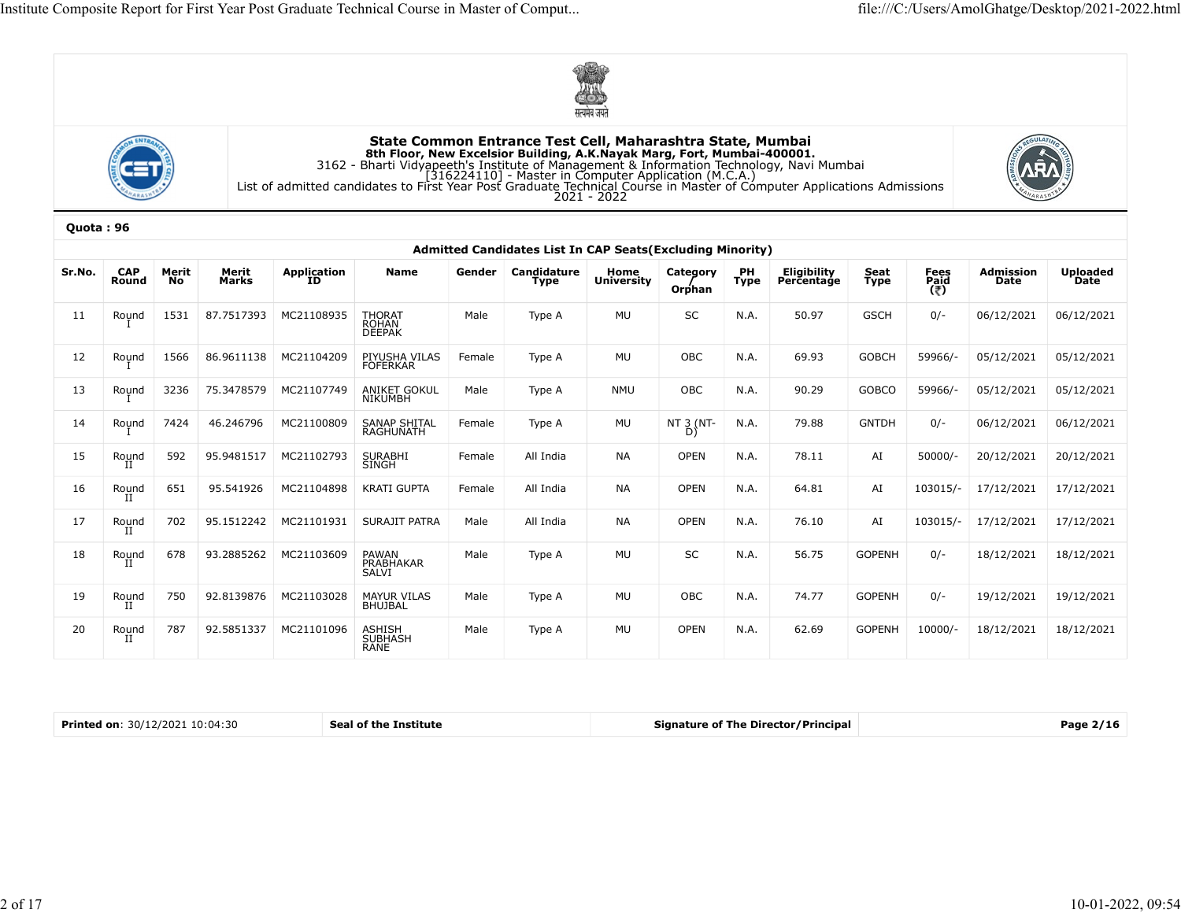State Common Entrance Test Cell, Maharashtra State, Mumbai
8th Floor, New Excelsior Building, A.K.Nayak Marg, Fort, Mumbai-400001.
3162 - Bharti Vidyapeeth's Institute of Management & Information Technology, Navi Mumbai
[316224110] - Master in Computer Application (M.C.A.)
List of admitted candidates to First Year Post Graduate Technical Course in Master of Computer Applications Admissions 2021 - 2022

**Quota : 96**

**Admitted Candidates List In CAP Seats(Excluding Minority)**

| Sr.No. | CAP Round | Merit No | Merit Marks | Application ID | Name | Gender | Candidature Type | Home University | Category / Orphan | PH Type | Eligibility Percentage | Seat Type | Fees Paid (₹) | Admission Date | Uploaded Date |
|---|---|---|---|---|---|---|---|---|---|---|---|---|---|---|---|
| 11 | Round I | 1531 | 87.7517393 | MC21108935 | THORAT ROHAN DEEPAK | Male | Type A | MU | SC | N.A. | 50.97 | GSCH | 0/- | 06/12/2021 | 06/12/2021 |
| 12 | Round I | 1566 | 86.9611138 | MC21104209 | PIYUSHA VILAS FOFERKAR | Female | Type A | MU | OBC | N.A. | 69.93 | GOBCH | 59966/- | 05/12/2021 | 05/12/2021 |
| 13 | Round I | 3236 | 75.3478579 | MC21107749 | ANIKET GOKUL NIKUMBH | Male | Type A | NMU | OBC | N.A. | 90.29 | GOBCO | 59966/- | 05/12/2021 | 05/12/2021 |
| 14 | Round I | 7424 | 46.246796 | MC21100809 | SANAP SHITAL RAGHUNATH | Female | Type A | MU | NT 3 (NT-D) | N.A. | 79.88 | GNTDH | 0/- | 06/12/2021 | 06/12/2021 |
| 15 | Round II | 592 | 95.9481517 | MC21102793 | SURABHI SINGH | Female | All India | NA | OPEN | N.A. | 78.11 | AI | 50000/- | 20/12/2021 | 20/12/2021 |
| 16 | Round II | 651 | 95.541926 | MC21104898 | KRATI GUPTA | Female | All India | NA | OPEN | N.A. | 64.81 | AI | 103015/- | 17/12/2021 | 17/12/2021 |
| 17 | Round II | 702 | 95.1512242 | MC21101931 | SURAJIT PATRA | Male | All India | NA | OPEN | N.A. | 76.10 | AI | 103015/- | 17/12/2021 | 17/12/2021 |
| 18 | Round II | 678 | 93.2885262 | MC21103609 | PAWAN PRABHAKAR SALVI | Male | Type A | MU | SC | N.A. | 56.75 | GOPENH | 0/- | 18/12/2021 | 18/12/2021 |
| 19 | Round II | 750 | 92.8139876 | MC21103028 | MAYUR VILAS BHUJBAL | Male | Type A | MU | OBC | N.A. | 74.77 | GOPENH | 0/- | 19/12/2021 | 19/12/2021 |
| 20 | Round II | 787 | 92.5851337 | MC21101096 | ASHISH SUBHASH RANE | Male | Type A | MU | OPEN | N.A. | 62.69 | GOPENH | 10000/- | 18/12/2021 | 18/12/2021 |

| **Printed on**: 30/12/2021 10:04:30 | **Seal of the Institute** | **Signature of The Director/Principal** | **Page 2/16** |
|---|---|---|---|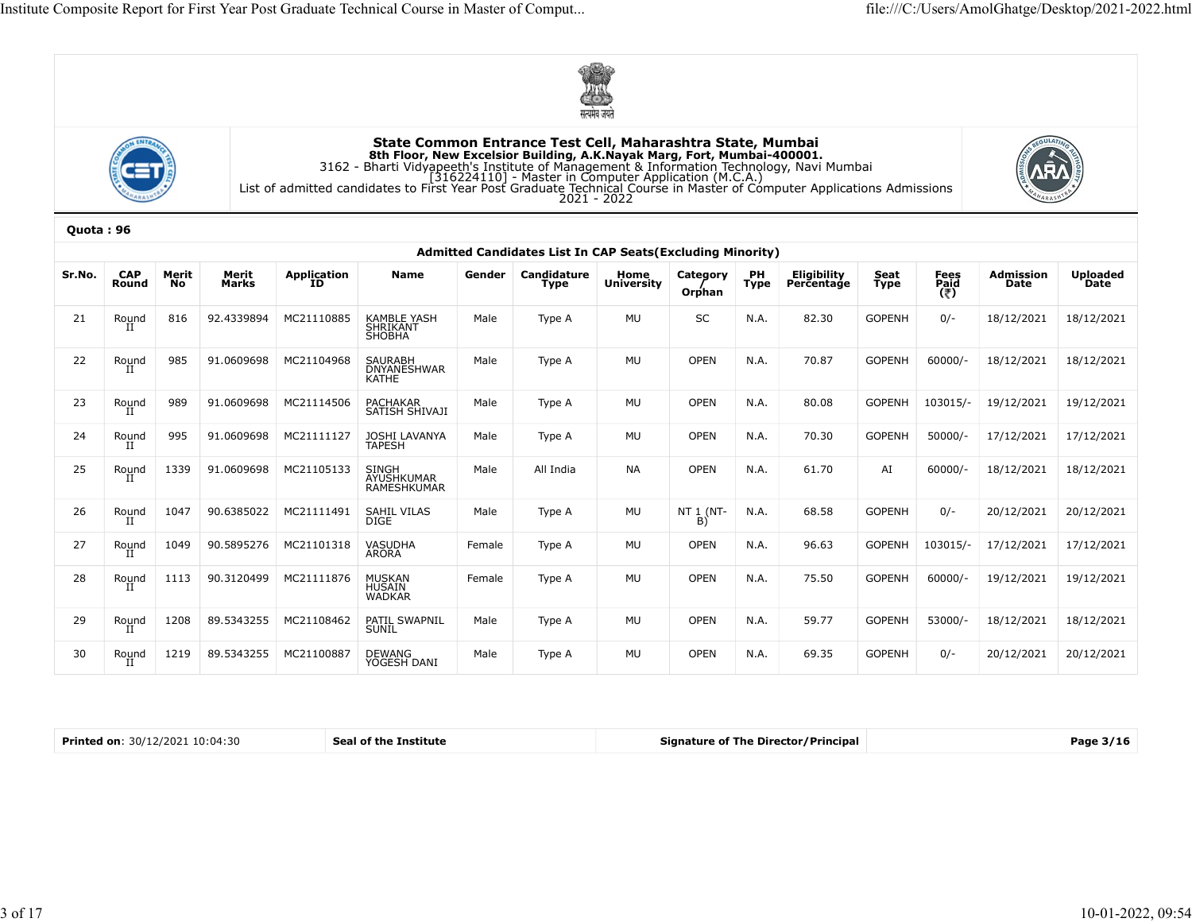# State Common Entrance Test Cell, Maharashtra State, Mumbai

**8th Floor, New Excelsior Building, A.K.Nayak Marg, Fort, Mumbai-400001.**

3162 - Bharti Vidyapeeth's Institute of Management & Information Technology, Navi Mumbai

[316224110] - Master in Computer Application (M.C.A.)

List of admitted candidates to First Year Post Graduate Technical Course in Master of Computer Applications Admissions 2021 - 2022

**Quota : 96**

**Admitted Candidates List In CAP Seats(Excluding Minority)**

| Sr.No. | CAP Round | Merit No | Merit Marks | Application ID | Name | Gender | Candidature Type | Home University | Category / Orphan | PH Type | Eligibility Percentage | Seat Type | Fees Paid (₹) | Admission Date | Uploaded Date |
|---|---|---|---|---|---|---|---|---|---|---|---|---|---|---|---|
| 21 | Round II | 816 | 92.4339894 | MC21110885 | KAMBLE YASH SHRIKANT SHOBHA | Male | Type A | MU | SC | N.A. | 82.30 | GOPENH | 0/- | 18/12/2021 | 18/12/2021 |
| 22 | Round II | 985 | 91.0609698 | MC21104968 | SAURABH DNYANESHWAR KATHE | Male | Type A | MU | OPEN | N.A. | 70.87 | GOPENH | 60000/- | 18/12/2021 | 18/12/2021 |
| 23 | Round II | 989 | 91.0609698 | MC21114506 | PACHAKAR SATISH SHIVAJI | Male | Type A | MU | OPEN | N.A. | 80.08 | GOPENH | 103015/- | 19/12/2021 | 19/12/2021 |
| 24 | Round II | 995 | 91.0609698 | MC21111127 | JOSHI LAVANYA TAPESH | Male | Type A | MU | OPEN | N.A. | 70.30 | GOPENH | 50000/- | 17/12/2021 | 17/12/2021 |
| 25 | Round II | 1339 | 91.0609698 | MC21105133 | SINGH AYUSHKUMAR RAMESHKUMAR | Male | All India | NA | OPEN | N.A. | 61.70 | AI | 60000/- | 18/12/2021 | 18/12/2021 |
| 26 | Round II | 1047 | 90.6385022 | MC21111491 | SAHIL VILAS DIGE | Male | Type A | MU | NT 1 (NT-B) | N.A. | 68.58 | GOPENH | 0/- | 20/12/2021 | 20/12/2021 |
| 27 | Round II | 1049 | 90.5895276 | MC21101318 | VASUDHA ARORA | Female | Type A | MU | OPEN | N.A. | 96.63 | GOPENH | 103015/- | 17/12/2021 | 17/12/2021 |
| 28 | Round II | 1113 | 90.3120499 | MC21111876 | MUSKAN HUSAIN WADKAR | Female | Type A | MU | OPEN | N.A. | 75.50 | GOPENH | 60000/- | 19/12/2021 | 19/12/2021 |
| 29 | Round II | 1208 | 89.5343255 | MC21108462 | PATIL SWAPNIL SUNIL | Male | Type A | MU | OPEN | N.A. | 59.77 | GOPENH | 53000/- | 18/12/2021 | 18/12/2021 |
| 30 | Round II | 1219 | 89.5343255 | MC21100887 | DEWANG YOGESH DANI | Male | Type A | MU | OPEN | N.A. | 69.35 | GOPENH | 0/- | 20/12/2021 | 20/12/2021 |

**Printed on**: 30/12/2021 10:04:30 | **Seal of the Institute** | **Signature of The Director/Principal** | **Page 3/16**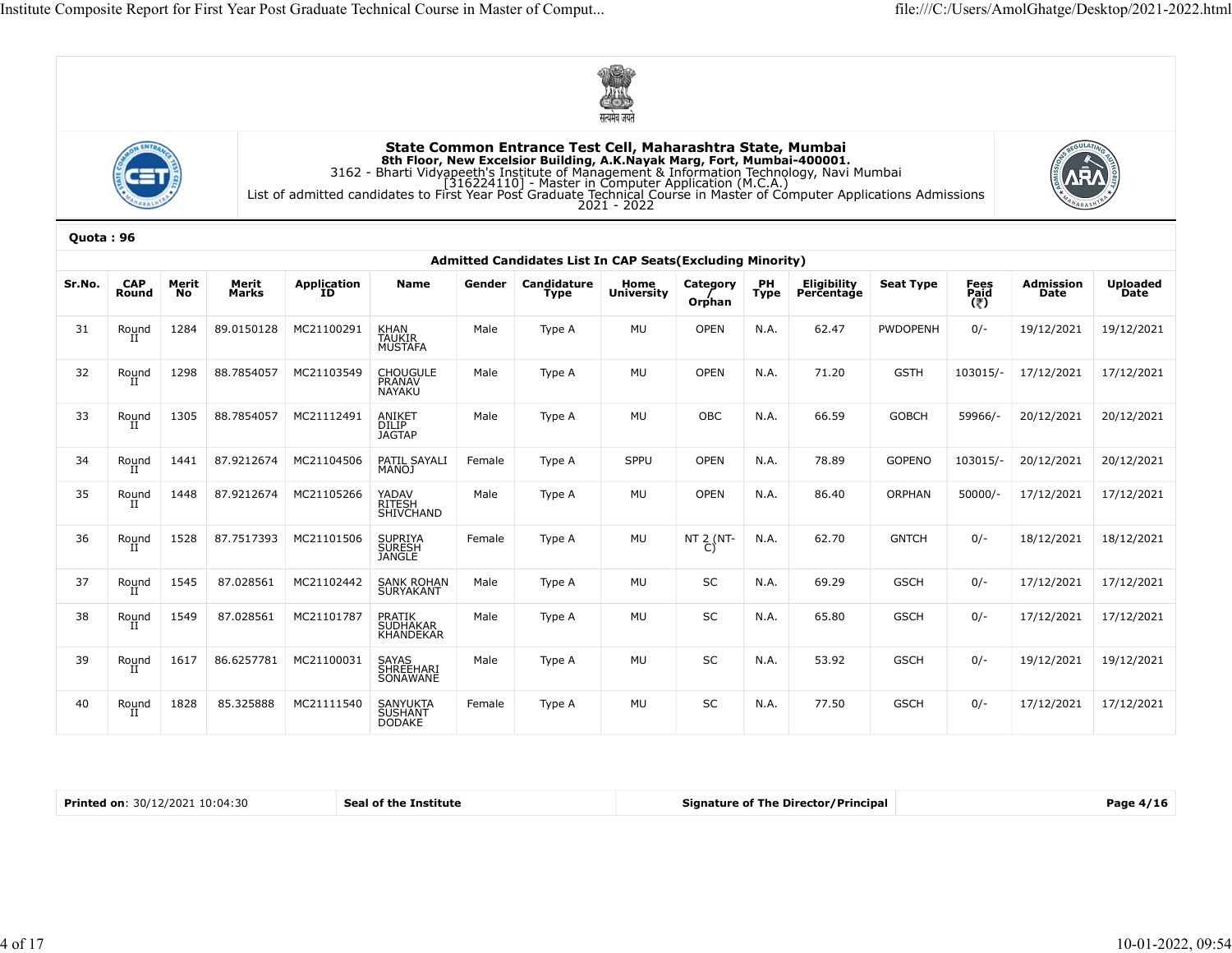# State Common Entrance Test Cell, Maharashtra State, Mumbai

**8th Floor, New Excelsior Building, A.K.Nayak Marg, Fort, Mumbai-400001.**

3162 - Bharti Vidyapeeth's Institute of Management & Information Technology, Navi Mumbai

[316224110] - Master in Computer Application (M.C.A.)

List of admitted candidates to First Year Post Graduate Technical Course in Master of Computer Applications Admissions 2021 - 2022

**Quota : 96**

**Admitted Candidates List In CAP Seats(Excluding Minority)**

| Sr.No. | CAP Round | Merit No | Merit Marks | Application ID | Name | Gender | Candidature Type | Home University | Category / Orphan | PH Type | Eligibility Percentage | Seat Type | Fees Paid (₹) | Admission Date | Uploaded Date |
|---|---|---|---|---|---|---|---|---|---|---|---|---|---|---|---|
| 31 | Round II | 1284 | 89.0150128 | MC21100291 | KHAN TAUKIR MUSTAFA | Male | Type A | MU | OPEN | N.A. | 62.47 | PWDOPENH | 0/- | 19/12/2021 | 19/12/2021 |
| 32 | Round II | 1298 | 88.7854057 | MC21103549 | CHOUGULE PRANAV NAYAKU | Male | Type A | MU | OPEN | N.A. | 71.20 | GSTH | 103015/- | 17/12/2021 | 17/12/2021 |
| 33 | Round II | 1305 | 88.7854057 | MC21112491 | ANIKET DILIP JAGTAP | Male | Type A | MU | OBC | N.A. | 66.59 | GOBCH | 59966/- | 20/12/2021 | 20/12/2021 |
| 34 | Round II | 1441 | 87.9212674 | MC21104506 | PATIL SAYALI MANOJ | Female | Type A | SPPU | OPEN | N.A. | 78.89 | GOPENO | 103015/- | 20/12/2021 | 20/12/2021 |
| 35 | Round II | 1448 | 87.9212674 | MC21105266 | YADAV RITESH SHIVCHAND | Male | Type A | MU | OPEN | N.A. | 86.40 | ORPHAN | 50000/- | 17/12/2021 | 17/12/2021 |
| 36 | Round II | 1528 | 87.7517393 | MC21101506 | SUPRIYA SURESH JANGLE | Female | Type A | MU | NT 2 (NT-C) | N.A. | 62.70 | GNTCH | 0/- | 18/12/2021 | 18/12/2021 |
| 37 | Round II | 1545 | 87.028561 | MC21102442 | SANK ROHAN SURYAKANT | Male | Type A | MU | SC | N.A. | 69.29 | GSCH | 0/- | 17/12/2021 | 17/12/2021 |
| 38 | Round II | 1549 | 87.028561 | MC21101787 | PRATIK SUDHAKAR KHANDEKAR | Male | Type A | MU | SC | N.A. | 65.80 | GSCH | 0/- | 17/12/2021 | 17/12/2021 |
| 39 | Round II | 1617 | 86.6257781 | MC21100031 | SAYAS SHREEHARI SONAWANE | Male | Type A | MU | SC | N.A. | 53.92 | GSCH | 0/- | 19/12/2021 | 19/12/2021 |
| 40 | Round II | 1828 | 85.325888 | MC21111540 | SANYUKTA SUSHANT DODAKE | Female | Type A | MU | SC | N.A. | 77.50 | GSCH | 0/- | 17/12/2021 | 17/12/2021 |

| **Printed on**: 30/12/2021 10:04:30 | **Seal of the Institute** | **Signature of The Director/Principal** | **Page 4/16** |
|---|---|---|---|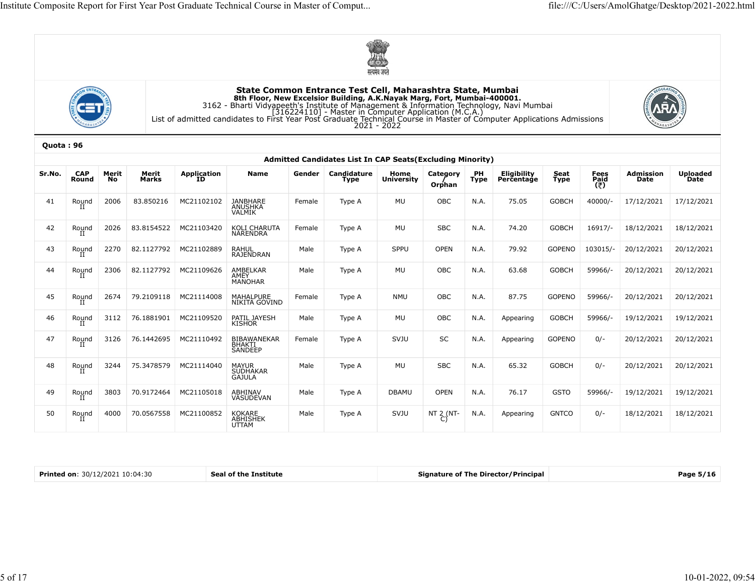**State Common Entrance Test Cell, Maharashtra State, Mumbai**
**8th Floor, New Excelsior Building, A.K.Nayak Marg, Fort, Mumbai-400001.**
3162 - Bharti Vidyapeeth's Institute of Management & Information Technology, Navi Mumbai
[316224110] - Master in Computer Application (M.C.A.)
List of admitted candidates to First Year Post Graduate Technical Course in Master of Computer Applications Admissions 2021 - 2022

**Quota : 96**

**Admitted Candidates List In CAP Seats(Excluding Minority)**

| Sr.No. | CAP Round | Merit No | Merit Marks | Application ID | Name | Gender | Candidature Type | Home University | Category / Orphan | PH Type | Eligibility Percentage | Seat Type | Fees Paid (₹) | Admission Date | Uploaded Date |
|---|---|---|---|---|---|---|---|---|---|---|---|---|---|---|---|
| 41 | Round II | 2006 | 83.850216 | MC21102102 | JANBHARE ANUSHKA VALMIK | Female | Type A | MU | OBC | N.A. | 75.05 | GOBCH | 40000/- | 17/12/2021 | 17/12/2021 |
| 42 | Round II | 2026 | 83.8154522 | MC21103420 | KOLI CHARUTA NARENDRA | Female | Type A | MU | SBC | N.A. | 74.20 | GOBCH | 16917/- | 18/12/2021 | 18/12/2021 |
| 43 | Round II | 2270 | 82.1127792 | MC21102889 | RAHUL RAJENDRAN | Male | Type A | SPPU | OPEN | N.A. | 79.92 | GOPENO | 103015/- | 20/12/2021 | 20/12/2021 |
| 44 | Round II | 2306 | 82.1127792 | MC21109626 | AMBELKAR AMEY MANOHAR | Male | Type A | MU | OBC | N.A. | 63.68 | GOBCH | 59966/- | 20/12/2021 | 20/12/2021 |
| 45 | Round II | 2674 | 79.2109118 | MC21114008 | MAHALPURE NIKITA GOVIND | Female | Type A | NMU | OBC | N.A. | 87.75 | GOPENO | 59966/- | 20/12/2021 | 20/12/2021 |
| 46 | Round II | 3112 | 76.1881901 | MC21109520 | PATIL JAYESH KISHOR | Male | Type A | MU | OBC | N.A. | Appearing | GOBCH | 59966/- | 19/12/2021 | 19/12/2021 |
| 47 | Round II | 3126 | 76.1442695 | MC21110492 | BIBAWANEKAR BHAKTI SANDEEP | Female | Type A | SVJU | SC | N.A. | Appearing | GOPENO | 0/- | 20/12/2021 | 20/12/2021 |
| 48 | Round II | 3244 | 75.3478579 | MC21114040 | MAYUR SUDHAKAR GAJULA | Male | Type A | MU | SBC | N.A. | 65.32 | GOBCH | 0/- | 20/12/2021 | 20/12/2021 |
| 49 | Round II | 3803 | 70.9172464 | MC21105018 | ABHINAV VASUDEVAN | Male | Type A | DBAMU | OPEN | N.A. | 76.17 | GSTO | 59966/- | 19/12/2021 | 19/12/2021 |
| 50 | Round II | 4000 | 70.0567558 | MC21100852 | KOKARE ABHISHEK UTTAM | Male | Type A | SVJU | NT 2 (NT-C) | N.A. | Appearing | GNTCO | 0/- | 18/12/2021 | 18/12/2021 |

| **Printed on**: 30/12/2021 10:04:30 | **Seal of the Institute** | **Signature of The Director/Principal** | **Page 5/16** |
|---|---|---|---|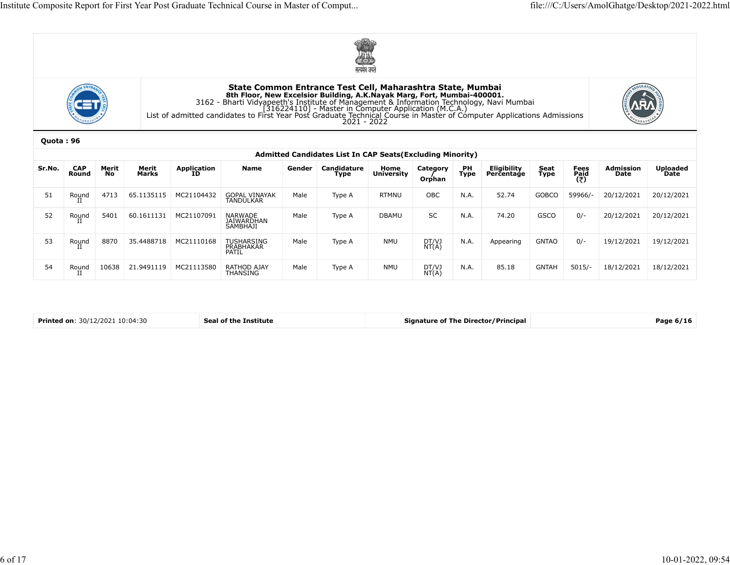# State Common Entrance Test Cell, Maharashtra State, Mumbai

**8th Floor, New Excelsior Building, A.K.Nayak Marg, Fort, Mumbai-400001.**

3162 - Bharti Vidyapeeth's Institute of Management & Information Technology, Navi Mumbai

[316224110] - Master in Computer Application (M.C.A.)

List of admitted candidates to First Year Post Graduate Technical Course in Master of Computer Applications Admissions 2021 - 2022

**Quota : 96**

**Admitted Candidates List In CAP Seats(Excluding Minority)**

| Sr.No. | CAP Round | Merit No | Merit Marks | Application ID | Name | Gender | Candidature Type | Home University | Category / Orphan | PH Type | Eligibility Percentage | Seat Type | Fees Paid (₹) | Admission Date | Uploaded Date |
|---|---|---|---|---|---|---|---|---|---|---|---|---|---|---|---|
| 51 | Round II | 4713 | 65.1135115 | MC21104432 | GOPAL VINAYAK TANDULKAR | Male | Type A | RTMNU | OBC | N.A. | 52.74 | GOBCO | 59966/- | 20/12/2021 | 20/12/2021 |
| 52 | Round II | 5401 | 60.1611131 | MC21107091 | NARWADE JAIWARDHAN SAMBHAJI | Male | Type A | DBAMU | SC | N.A. | 74.20 | GSCO | 0/- | 20/12/2021 | 20/12/2021 |
| 53 | Round II | 8870 | 35.4488718 | MC21110168 | TUSHARSING PRABHAKAR PATIL | Male | Type A | NMU | DT/VJ NT(A) | N.A. | Appearing | GNTAO | 0/- | 19/12/2021 | 19/12/2021 |
| 54 | Round II | 10638 | 21.9491119 | MC21113580 | RATHOD AJAY THANSING | Male | Type A | NMU | DT/VJ NT(A) | N.A. | 85.18 | GNTAH | 5015/- | 18/12/2021 | 18/12/2021 |

| **Printed on**: 30/12/2021 10:04:30 | **Seal of the Institute** | **Signature of The Director/Principal** | **Page 6/16** |
|---|---|---|---|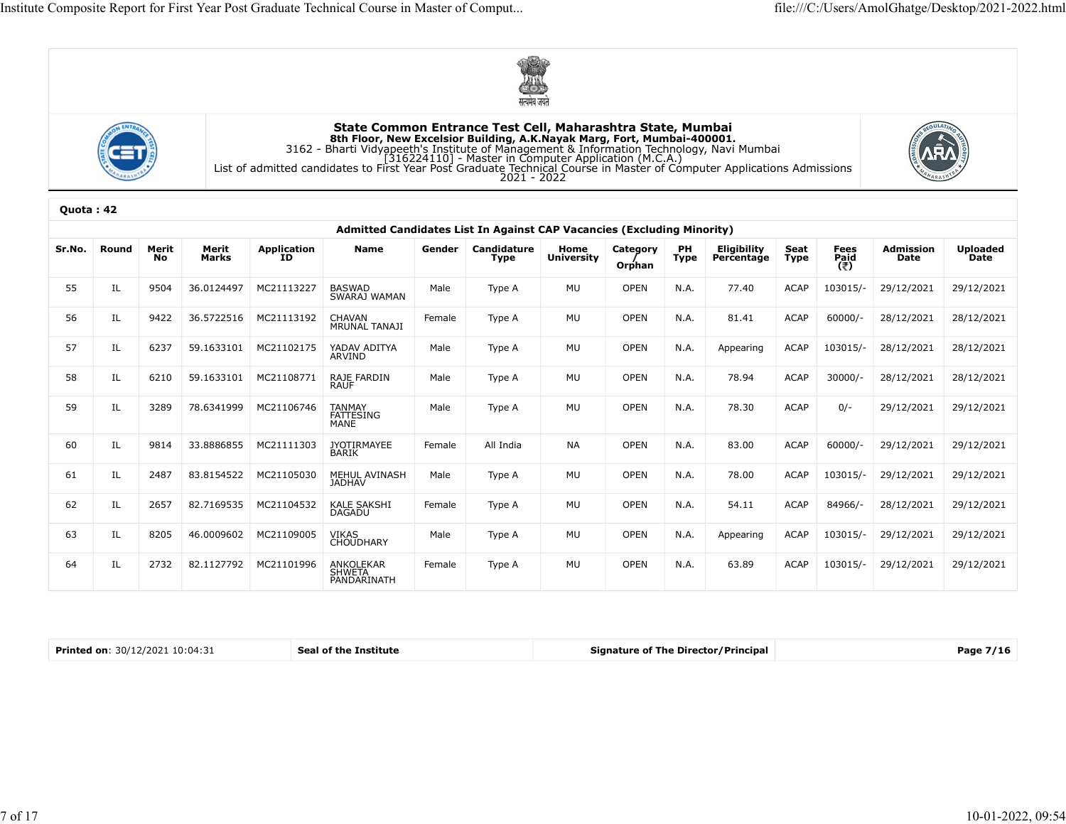**State Common Entrance Test Cell, Maharashtra State, Mumbai**
**8th Floor, New Excelsior Building, A.K.Nayak Marg, Fort, Mumbai-400001.**
3162 - Bharti Vidyapeeth's Institute of Management & Information Technology, Navi Mumbai
[316224110] - Master in Computer Application (M.C.A.)
List of admitted candidates to First Year Post Graduate Technical Course in Master of Computer Applications Admissions
2021 - 2022

**Quota : 42**

**Admitted Candidates List In Against CAP Vacancies (Excluding Minority)**

| Sr.No. | Round | Merit No | Merit Marks | Application ID | Name | Gender | Candidature Type | Home University | Category / Orphan | PH Type | Eligibility Percentage | Seat Type | Fees Paid (₹) | Admission Date | Uploaded Date |
|---|---|---|---|---|---|---|---|---|---|---|---|---|---|---|---|
| 55 | IL | 9504 | 36.0124497 | MC21113227 | BASWAD SWARAJ WAMAN | Male | Type A | MU | OPEN | N.A. | 77.40 | ACAP | 103015/- | 29/12/2021 | 29/12/2021 |
| 56 | IL | 9422 | 36.5722516 | MC21113192 | CHAVAN MRUNAL TANAJI | Female | Type A | MU | OPEN | N.A. | 81.41 | ACAP | 60000/- | 28/12/2021 | 28/12/2021 |
| 57 | IL | 6237 | 59.1633101 | MC21102175 | YADAV ADITYA ARVIND | Male | Type A | MU | OPEN | N.A. | Appearing | ACAP | 103015/- | 28/12/2021 | 28/12/2021 |
| 58 | IL | 6210 | 59.1633101 | MC21108771 | RAJE FARDIN RAUF | Male | Type A | MU | OPEN | N.A. | 78.94 | ACAP | 30000/- | 28/12/2021 | 28/12/2021 |
| 59 | IL | 3289 | 78.6341999 | MC21106746 | TANMAY FATTESING MANE | Male | Type A | MU | OPEN | N.A. | 78.30 | ACAP | 0/- | 29/12/2021 | 29/12/2021 |
| 60 | IL | 9814 | 33.8886855 | MC21111303 | JYOTIRMAYEE BARIK | Female | All India | NA | OPEN | N.A. | 83.00 | ACAP | 60000/- | 29/12/2021 | 29/12/2021 |
| 61 | IL | 2487 | 83.8154522 | MC21105030 | MEHUL AVINASH JADHAV | Male | Type A | MU | OPEN | N.A. | 78.00 | ACAP | 103015/- | 29/12/2021 | 29/12/2021 |
| 62 | IL | 2657 | 82.7169535 | MC21104532 | KALE SAKSHI DAGADU | Female | Type A | MU | OPEN | N.A. | 54.11 | ACAP | 84966/- | 28/12/2021 | 29/12/2021 |
| 63 | IL | 8205 | 46.0009602 | MC21109005 | VIKAS CHOUDHARY | Male | Type A | MU | OPEN | N.A. | Appearing | ACAP | 103015/- | 29/12/2021 | 29/12/2021 |
| 64 | IL | 2732 | 82.1127792 | MC21101996 | ANKOLEKAR SHWETA PANDARINATH | Female | Type A | MU | OPEN | N.A. | 63.89 | ACAP | 103015/- | 29/12/2021 | 29/12/2021 |

| **Printed on**: 30/12/2021 10:04:31 | **Seal of the Institute** | **Signature of The Director/Principal** | **Page 7/16** |
|---|---|---|---|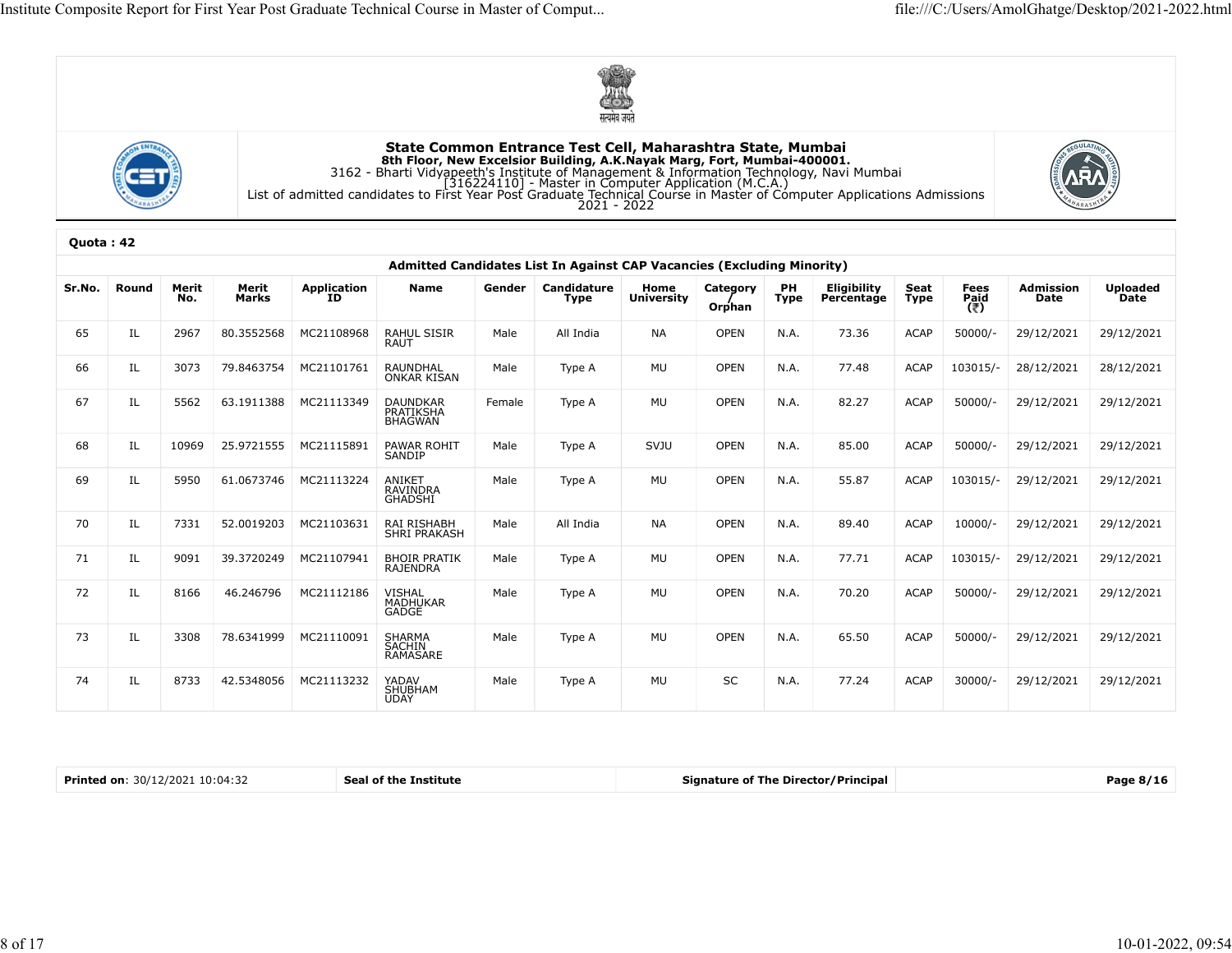**State Common Entrance Test Cell, Maharashtra State, Mumbai**
**8th Floor, New Excelsior Building, A.K.Nayak Marg, Fort, Mumbai-400001.**
3162 - Bharti Vidyapeeth's Institute of Management & Information Technology, Navi Mumbai
[316224110] - Master in Computer Application (M.C.A.)
List of admitted candidates to First Year Post Graduate Technical Course in Master of Computer Applications Admissions 2021 - 2022

**Quota : 42**

**Admitted Candidates List In Against CAP Vacancies (Excluding Minority)**

| Sr.No. | Round | Merit No. | Merit Marks | Application ID | Name | Gender | Candidature Type | Home University | Category / Orphan | PH Type | Eligibility Percentage | Seat Type | Fees Paid (₹) | Admission Date | Uploaded Date |
|---|---|---|---|---|---|---|---|---|---|---|---|---|---|---|---|
| 65 | IL | 2967 | 80.3552568 | MC21108968 | RAHUL SISIR RAUT | Male | All India | NA | OPEN | N.A. | 73.36 | ACAP | 50000/- | 29/12/2021 | 29/12/2021 |
| 66 | IL | 3073 | 79.8463754 | MC21101761 | RAUNDHAL ONKAR KISAN | Male | Type A | MU | OPEN | N.A. | 77.48 | ACAP | 103015/- | 28/12/2021 | 28/12/2021 |
| 67 | IL | 5562 | 63.1911388 | MC21113349 | DAUNDKAR PRATIKSHA BHAGWAN | Female | Type A | MU | OPEN | N.A. | 82.27 | ACAP | 50000/- | 29/12/2021 | 29/12/2021 |
| 68 | IL | 10969 | 25.9721555 | MC21115891 | PAWAR ROHIT SANDIP | Male | Type A | SVJU | OPEN | N.A. | 85.00 | ACAP | 50000/- | 29/12/2021 | 29/12/2021 |
| 69 | IL | 5950 | 61.0673746 | MC21113224 | ANIKET RAVINDRA GHADSHI | Male | Type A | MU | OPEN | N.A. | 55.87 | ACAP | 103015/- | 29/12/2021 | 29/12/2021 |
| 70 | IL | 7331 | 52.0019203 | MC21103631 | RAI RISHABH SHRI PRAKASH | Male | All India | NA | OPEN | N.A. | 89.40 | ACAP | 10000/- | 29/12/2021 | 29/12/2021 |
| 71 | IL | 9091 | 39.3720249 | MC21107941 | BHOIR PRATIK RAJENDRA | Male | Type A | MU | OPEN | N.A. | 77.71 | ACAP | 103015/- | 29/12/2021 | 29/12/2021 |
| 72 | IL | 8166 | 46.246796 | MC21112186 | VISHAL MADHUKAR GADGE | Male | Type A | MU | OPEN | N.A. | 70.20 | ACAP | 50000/- | 29/12/2021 | 29/12/2021 |
| 73 | IL | 3308 | 78.6341999 | MC21110091 | SHARMA SACHIN RAMASARE | Male | Type A | MU | OPEN | N.A. | 65.50 | ACAP | 50000/- | 29/12/2021 | 29/12/2021 |
| 74 | IL | 8733 | 42.5348056 | MC21113232 | YADAV SHUBHAM UDAY | Male | Type A | MU | SC | N.A. | 77.24 | ACAP | 30000/- | 29/12/2021 | 29/12/2021 |

**Printed on**: 30/12/2021 10:04:32 | **Seal of the Institute** | **Signature of The Director/Principal** | **Page 8/16**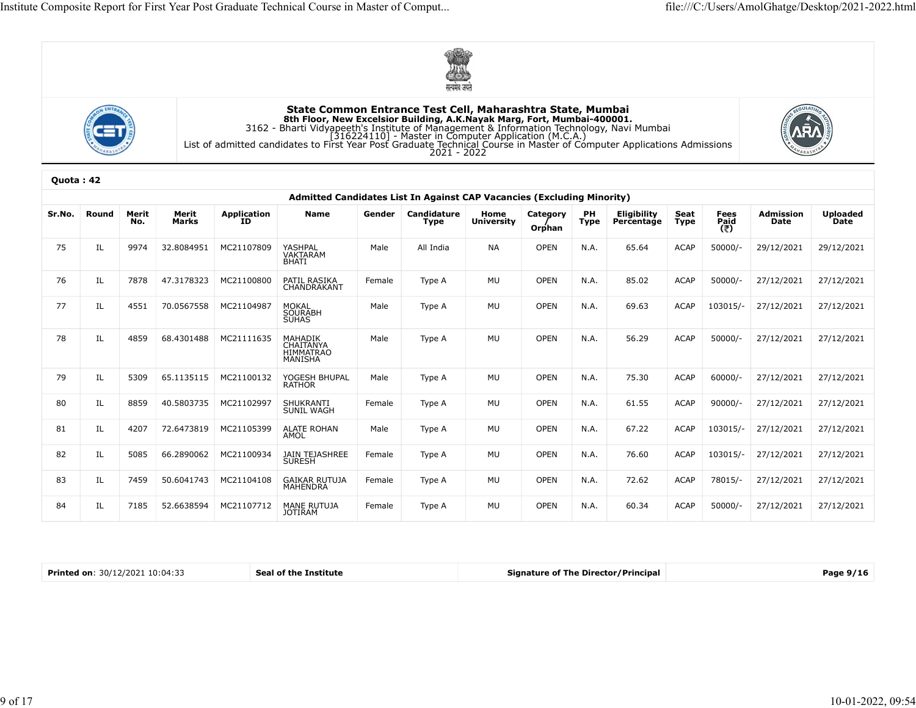**State Common Entrance Test Cell, Maharashtra State, Mumbai**
**8th Floor, New Excelsior Building, A.K.Nayak Marg, Fort, Mumbai-400001.**
3162 - Bharti Vidyapeeth's Institute of Management & Information Technology, Navi Mumbai
[316224110] - Master in Computer Application (M.C.A.)
List of admitted candidates to First Year Post Graduate Technical Course in Master of Computer Applications Admissions 2021 - 2022

**Quota : 42**

**Admitted Candidates List In Against CAP Vacancies (Excluding Minority)**

| Sr.No. | Round | Merit No. | Merit Marks | Application ID | Name | Gender | Candidature Type | Home University | Category / Orphan | PH Type | Eligibility Percentage | Seat Type | Fees Paid (₹) | Admission Date | Uploaded Date |
|---|---|---|---|---|---|---|---|---|---|---|---|---|---|---|---|
| 75 | IL | 9974 | 32.8084951 | MC21107809 | YASHPAL VAKTARAM BHATI | Male | All India | NA | OPEN | N.A. | 65.64 | ACAP | 50000/- | 29/12/2021 | 29/12/2021 |
| 76 | IL | 7878 | 47.3178323 | MC21100800 | PATIL RASIKA CHANDRAKANT | Female | Type A | MU | OPEN | N.A. | 85.02 | ACAP | 50000/- | 27/12/2021 | 27/12/2021 |
| 77 | IL | 4551 | 70.0567558 | MC21104987 | MOKAL SOURABH SUHAS | Male | Type A | MU | OPEN | N.A. | 69.63 | ACAP | 103015/- | 27/12/2021 | 27/12/2021 |
| 78 | IL | 4859 | 68.4301488 | MC21111635 | MAHADIK CHAITANYA HIMMATRAO MANISHA | Male | Type A | MU | OPEN | N.A. | 56.29 | ACAP | 50000/- | 27/12/2021 | 27/12/2021 |
| 79 | IL | 5309 | 65.1135115 | MC21100132 | YOGESH BHUPAL RATHOR | Male | Type A | MU | OPEN | N.A. | 75.30 | ACAP | 60000/- | 27/12/2021 | 27/12/2021 |
| 80 | IL | 8859 | 40.5803735 | MC21102997 | SHUKRANTI SUNIL WAGH | Female | Type A | MU | OPEN | N.A. | 61.55 | ACAP | 90000/- | 27/12/2021 | 27/12/2021 |
| 81 | IL | 4207 | 72.6473819 | MC21105399 | ALATE ROHAN AMOL | Male | Type A | MU | OPEN | N.A. | 67.22 | ACAP | 103015/- | 27/12/2021 | 27/12/2021 |
| 82 | IL | 5085 | 66.2890062 | MC21100934 | JAIN TEJASHREE SURESH | Female | Type A | MU | OPEN | N.A. | 76.60 | ACAP | 103015/- | 27/12/2021 | 27/12/2021 |
| 83 | IL | 7459 | 50.6041743 | MC21104108 | GAIKAR RUTUJA MAHENDRA | Female | Type A | MU | OPEN | N.A. | 72.62 | ACAP | 78015/- | 27/12/2021 | 27/12/2021 |
| 84 | IL | 7185 | 52.6638594 | MC21107712 | MANE RUTUJA JOTIRAM | Female | Type A | MU | OPEN | N.A. | 60.34 | ACAP | 50000/- | 27/12/2021 | 27/12/2021 |

| **Printed on**: 30/12/2021 10:04:33 | **Seal of the Institute** | **Signature of The Director/Principal** | **Page 9/16** |
|---|---|---|---|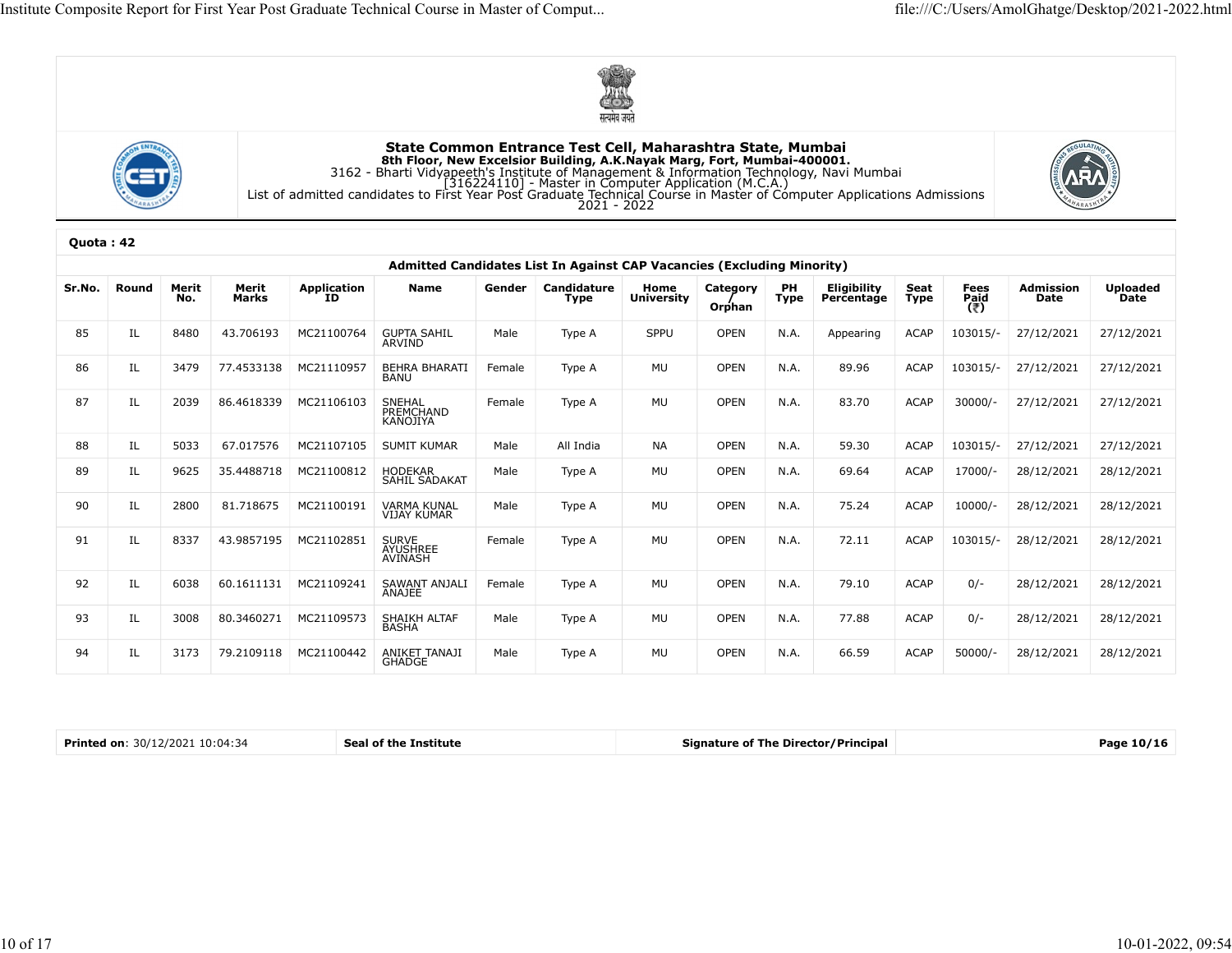सत्यमेव जयते

## State Common Entrance Test Cell, Maharashtra State, Mumbai

**8th Floor, New Excelsior Building, A.K.Nayak Marg, Fort, Mumbai-400001.**

3162 - Bharti Vidyapeeth's Institute of Management & Information Technology, Navi Mumbai

[316224110] - Master in Computer Application (M.C.A.)

List of admitted candidates to First Year Post Graduate Technical Course in Master of Computer Applications Admissions 2021 - 2022

**Quota : 42**

**Admitted Candidates List In Against CAP Vacancies (Excluding Minority)**

| Sr.No. | Round | Merit No. | Merit Marks | Application ID | Name | Gender | Candidature Type | Home University | Category / Orphan | PH Type | Eligibility Percentage | Seat Type | Fees Paid (₹) | Admission Date | Uploaded Date |
|---|---|---|---|---|---|---|---|---|---|---|---|---|---|---|---|
| 85 | IL | 8480 | 43.706193 | MC21100764 | GUPTA SAHIL ARVIND | Male | Type A | SPPU | OPEN | N.A. | Appearing | ACAP | 103015/- | 27/12/2021 | 27/12/2021 |
| 86 | IL | 3479 | 77.4533138 | MC21110957 | BEHRA BHARATI BANU | Female | Type A | MU | OPEN | N.A. | 89.96 | ACAP | 103015/- | 27/12/2021 | 27/12/2021 |
| 87 | IL | 2039 | 86.4618339 | MC21106103 | SNEHAL PREMCHAND KANOJIYA | Female | Type A | MU | OPEN | N.A. | 83.70 | ACAP | 30000/- | 27/12/2021 | 27/12/2021 |
| 88 | IL | 5033 | 67.017576 | MC21107105 | SUMIT KUMAR | Male | All India | NA | OPEN | N.A. | 59.30 | ACAP | 103015/- | 27/12/2021 | 27/12/2021 |
| 89 | IL | 9625 | 35.4488718 | MC21100812 | HODEKAR SAHIL SADAKAT | Male | Type A | MU | OPEN | N.A. | 69.64 | ACAP | 17000/- | 28/12/2021 | 28/12/2021 |
| 90 | IL | 2800 | 81.718675 | MC21100191 | VARMA KUNAL VIJAY KUMAR | Male | Type A | MU | OPEN | N.A. | 75.24 | ACAP | 10000/- | 28/12/2021 | 28/12/2021 |
| 91 | IL | 8337 | 43.9857195 | MC21102851 | SURVE AYUSHREE AVINASH | Female | Type A | MU | OPEN | N.A. | 72.11 | ACAP | 103015/- | 28/12/2021 | 28/12/2021 |
| 92 | IL | 6038 | 60.1611131 | MC21109241 | SAWANT ANJALI ANAJEE | Female | Type A | MU | OPEN | N.A. | 79.10 | ACAP | 0/- | 28/12/2021 | 28/12/2021 |
| 93 | IL | 3008 | 80.3460271 | MC21109573 | SHAIKH ALTAF BASHA | Male | Type A | MU | OPEN | N.A. | 77.88 | ACAP | 0/- | 28/12/2021 | 28/12/2021 |
| 94 | IL | 3173 | 79.2109118 | MC21100442 | ANIKET TANAJI GHADGE | Male | Type A | MU | OPEN | N.A. | 66.59 | ACAP | 50000/- | 28/12/2021 | 28/12/2021 |

| **Printed on**: 30/12/2021 10:04:34 | **Seal of the Institute** | **Signature of The Director/Principal** | **Page 10/16** |
|---|---|---|---|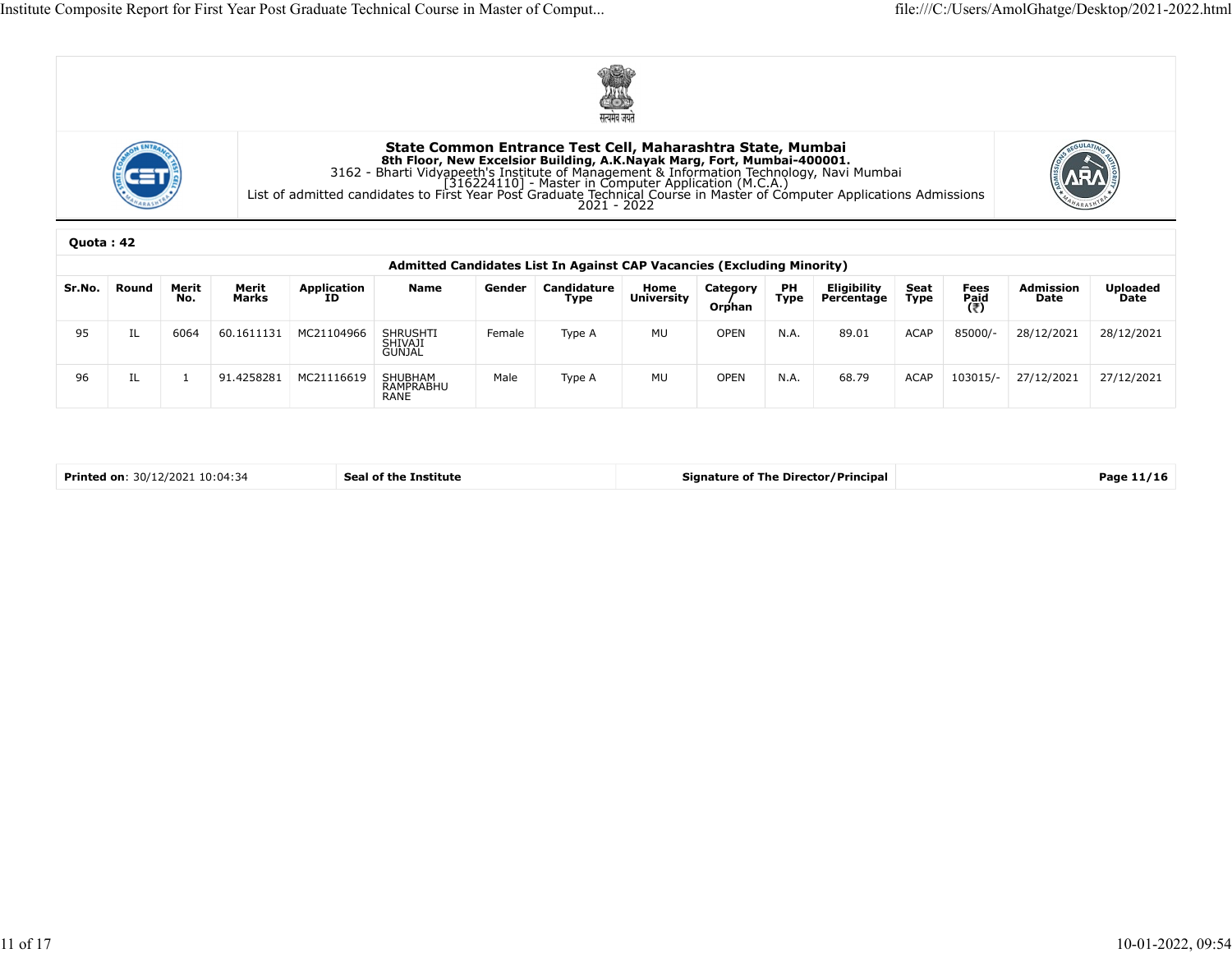## State Common Entrance Test Cell, Maharashtra State, Mumbai

**8th Floor, New Excelsior Building, A.K.Nayak Marg, Fort, Mumbai-400001.**

3162 - Bharti Vidyapeeth's Institute of Management & Information Technology, Navi Mumbai

[316224110] - Master in Computer Application (M.C.A.)

List of admitted candidates to First Year Post Graduate Technical Course in Master of Computer Applications Admissions 2021 - 2022

**Quota : 42**

**Admitted Candidates List In Against CAP Vacancies (Excluding Minority)**

| Sr.No. | Round | Merit No. | Merit Marks | Application ID | Name | Gender | Candidature Type | Home University | Category / Orphan | PH Type | Eligibility Percentage | Seat Type | Fees Paid (₹) | Admission Date | Uploaded Date |
|---|---|---|---|---|---|---|---|---|---|---|---|---|---|---|---|
| 95 | IL | 6064 | 60.1611131 | MC21104966 | SHRUSHTI SHIVAJI GUNJAL | Female | Type A | MU | OPEN | N.A. | 89.01 | ACAP | 85000/- | 28/12/2021 | 28/12/2021 |
| 96 | IL | 1 | 91.4258281 | MC21116619 | SHUBHAM RAMPRABHU RANE | Male | Type A | MU | OPEN | N.A. | 68.79 | ACAP | 103015/- | 27/12/2021 | 27/12/2021 |

| **Printed on**: 30/12/2021 10:04:34 | **Seal of the Institute** | **Signature of The Director/Principal** | **Page 11/16** |
|---|---|---|---|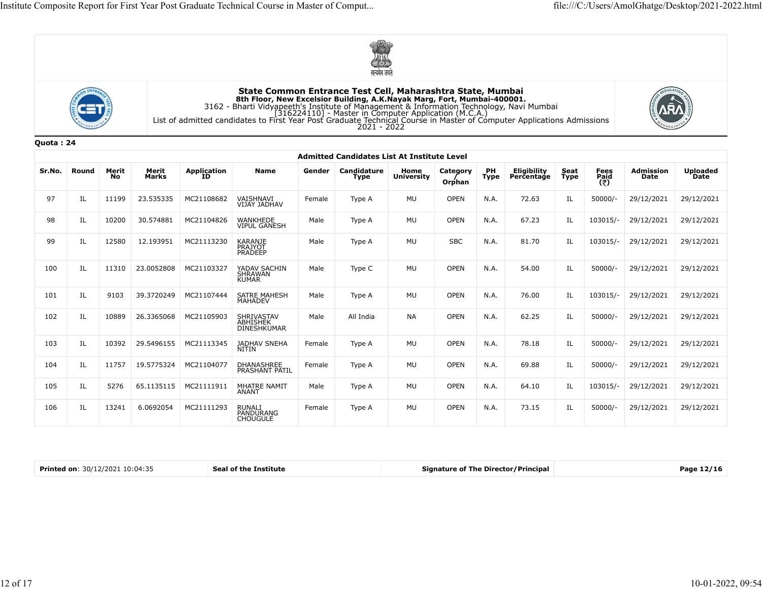**State Common Entrance Test Cell, Maharashtra State, Mumbai**
**8th Floor, New Excelsior Building, A.K.Nayak Marg, Fort, Mumbai-400001.**
3162 - Bharti Vidyapeeth's Institute of Management & Information Technology, Navi Mumbai
[316224110] - Master in Computer Application (M.C.A.)
List of admitted candidates to First Year Post Graduate Technical Course in Master of Computer Applications Admissions
2021 - 2022

**Quota : 24**

**Admitted Candidates List At Institute Level**

| Sr.No. | Round | Merit No | Merit Marks | Application ID | Name | Gender | Candidature Type | Home University | Category / Orphan | PH Type | Eligibility Percentage | Seat Type | Fees Paid (₹) | Admission Date | Uploaded Date |
|---|---|---|---|---|---|---|---|---|---|---|---|---|---|---|---|
| 97 | IL | 11199 | 23.535335 | MC21108682 | VAISHNAVI VIJAY JADHAV | Female | Type A | MU | OPEN | N.A. | 72.63 | IL | 50000/- | 29/12/2021 | 29/12/2021 |
| 98 | IL | 10200 | 30.574881 | MC21104826 | WANKHEDE VIPUL GANESH | Male | Type A | MU | OPEN | N.A. | 67.23 | IL | 103015/- | 29/12/2021 | 29/12/2021 |
| 99 | IL | 12580 | 12.193951 | MC21113230 | KARANJE PRAJYOT PRADEEP | Male | Type A | MU | SBC | N.A. | 81.70 | IL | 103015/- | 29/12/2021 | 29/12/2021 |
| 100 | IL | 11310 | 23.0052808 | MC21103327 | YADAV SACHIN SHRAWAN KUMAR | Male | Type C | MU | OPEN | N.A. | 54.00 | IL | 50000/- | 29/12/2021 | 29/12/2021 |
| 101 | IL | 9103 | 39.3720249 | MC21107444 | SATRE MAHESH MAHADEV | Male | Type A | MU | OPEN | N.A. | 76.00 | IL | 103015/- | 29/12/2021 | 29/12/2021 |
| 102 | IL | 10889 | 26.3365068 | MC21105903 | SHRIVASTAV ABHISHEK DINESHKUMAR | Male | All India | NA | OPEN | N.A. | 62.25 | IL | 50000/- | 29/12/2021 | 29/12/2021 |
| 103 | IL | 10392 | 29.5496155 | MC21113345 | JADHAV SNEHA NITIN | Female | Type A | MU | OPEN | N.A. | 78.18 | IL | 50000/- | 29/12/2021 | 29/12/2021 |
| 104 | IL | 11757 | 19.5775324 | MC21104077 | DHANASHREE PRASHANT PATIL | Female | Type A | MU | OPEN | N.A. | 69.88 | IL | 50000/- | 29/12/2021 | 29/12/2021 |
| 105 | IL | 5276 | 65.1135115 | MC21111911 | MHATRE NAMIT ANANT | Male | Type A | MU | OPEN | N.A. | 64.10 | IL | 103015/- | 29/12/2021 | 29/12/2021 |
| 106 | IL | 13241 | 6.0692054 | MC21111293 | RUNALI PANDURANG CHOUGULE | Female | Type A | MU | OPEN | N.A. | 73.15 | IL | 50000/- | 29/12/2021 | 29/12/2021 |

| **Printed on**: 30/12/2021 10:04:35 | **Seal of the Institute** | **Signature of The Director/Principal** | **Page 12/16** |
|---|---|---|---|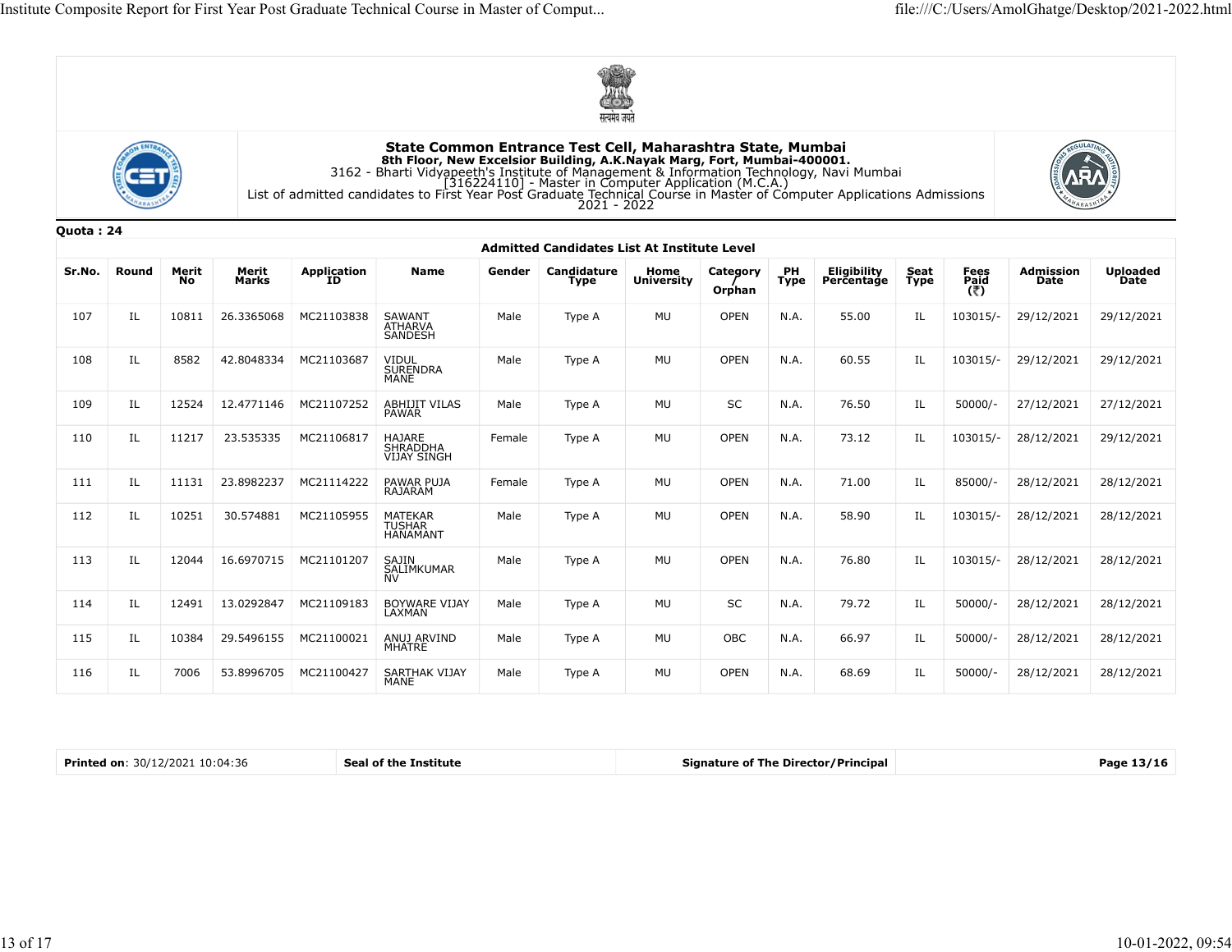**State Common Entrance Test Cell, Maharashtra State, Mumbai**
**8th Floor, New Excelsior Building, A.K.Nayak Marg, Fort, Mumbai-400001.**
3162 - Bharti Vidyapeeth's Institute of Management & Information Technology, Navi Mumbai
[316224110] - Master in Computer Application (M.C.A.)
List of admitted candidates to First Year Post Graduate Technical Course in Master of Computer Applications Admissions 2021 - 2022

**Quota : 24**

**Admitted Candidates List At Institute Level**

| Sr.No. | Round | Merit No | Merit Marks | Application ID | Name | Gender | Candidature Type | Home University | Category / Orphan | PH Type | Eligibility Percentage | Seat Type | Fees Paid (₹) | Admission Date | Uploaded Date |
|---|---|---|---|---|---|---|---|---|---|---|---|---|---|---|---|
| 107 | IL | 10811 | 26.3365068 | MC21103838 | SAWANT ATHARVA SANDESH | Male | Type A | MU | OPEN | N.A. | 55.00 | IL | 103015/- | 29/12/2021 | 29/12/2021 |
| 108 | IL | 8582 | 42.8048334 | MC21103687 | VIDUL SURENDRA MANE | Male | Type A | MU | OPEN | N.A. | 60.55 | IL | 103015/- | 29/12/2021 | 29/12/2021 |
| 109 | IL | 12524 | 12.4771146 | MC21107252 | ABHIJIT VILAS PAWAR | Male | Type A | MU | SC | N.A. | 76.50 | IL | 50000/- | 27/12/2021 | 27/12/2021 |
| 110 | IL | 11217 | 23.535335 | MC21106817 | HAJARE SHRADDHA VIJAY SINGH | Female | Type A | MU | OPEN | N.A. | 73.12 | IL | 103015/- | 28/12/2021 | 29/12/2021 |
| 111 | IL | 11131 | 23.8982237 | MC21114222 | PAWAR PUJA RAJARAM | Female | Type A | MU | OPEN | N.A. | 71.00 | IL | 85000/- | 28/12/2021 | 28/12/2021 |
| 112 | IL | 10251 | 30.574881 | MC21105955 | MATEKAR TUSHAR HANAMANT | Male | Type A | MU | OPEN | N.A. | 58.90 | IL | 103015/- | 28/12/2021 | 28/12/2021 |
| 113 | IL | 12044 | 16.6970715 | MC21101207 | SAJIN SALIMKUMAR NV | Male | Type A | MU | OPEN | N.A. | 76.80 | IL | 103015/- | 28/12/2021 | 28/12/2021 |
| 114 | IL | 12491 | 13.0292847 | MC21109183 | BOYWARE VIJAY LAXMAN | Male | Type A | MU | SC | N.A. | 79.72 | IL | 50000/- | 28/12/2021 | 28/12/2021 |
| 115 | IL | 10384 | 29.5496155 | MC21100021 | ANUJ ARVIND MHATRE | Male | Type A | MU | OBC | N.A. | 66.97 | IL | 50000/- | 28/12/2021 | 28/12/2021 |
| 116 | IL | 7006 | 53.8996705 | MC21100427 | SARTHAK VIJAY MANE | Male | Type A | MU | OPEN | N.A. | 68.69 | IL | 50000/- | 28/12/2021 | 28/12/2021 |

| **Printed on**: 30/12/2021 10:04:36 | **Seal of the Institute** | **Signature of The Director/Principal** | **Page 13/16** |
|---|---|---|---|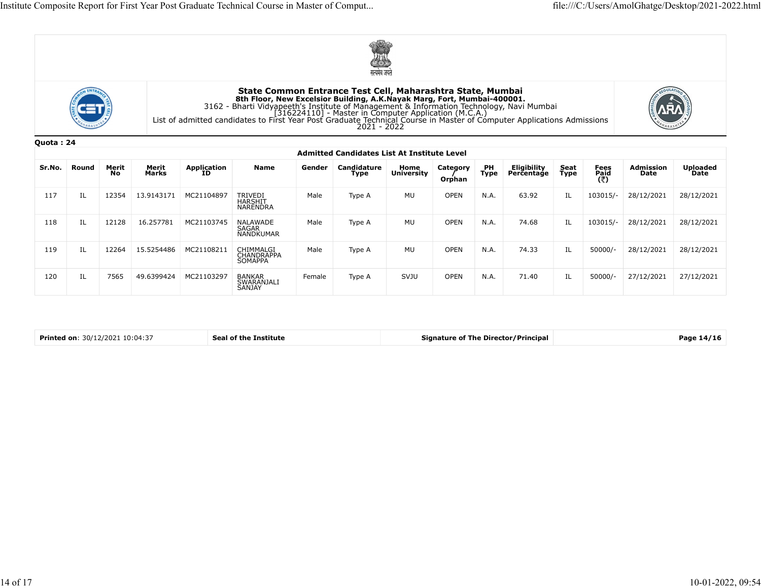**State Common Entrance Test Cell, Maharashtra State, Mumbai**
**8th Floor, New Excelsior Building, A.K.Nayak Marg, Fort, Mumbai-400001.**
3162 - Bharti Vidyapeeth's Institute of Management & Information Technology, Navi Mumbai
[316224110] - Master in Computer Application (M.C.A.)
List of admitted candidates to First Year Post Graduate Technical Course in Master of Computer Applications Admissions 2021 - 2022

**Quota : 24**

**Admitted Candidates List At Institute Level**

| Sr.No. | Round | Merit No | Merit Marks | Application ID | Name | Gender | Candidature Type | Home University | Category / Orphan | PH Type | Eligibility Percentage | Seat Type | Fees Paid (₹) | Admission Date | Uploaded Date |
|---|---|---|---|---|---|---|---|---|---|---|---|---|---|---|---|
| 117 | IL | 12354 | 13.9143171 | MC21104897 | TRIVEDI HARSHIT NARENDRA | Male | Type A | MU | OPEN | N.A. | 63.92 | IL | 103015/- | 28/12/2021 | 28/12/2021 |
| 118 | IL | 12128 | 16.257781 | MC21103745 | NALAWADE SAGAR NANDKUMAR | Male | Type A | MU | OPEN | N.A. | 74.68 | IL | 103015/- | 28/12/2021 | 28/12/2021 |
| 119 | IL | 12264 | 15.5254486 | MC21108211 | CHIMMALGI CHANDRAPPA SOMAPPA | Male | Type A | MU | OPEN | N.A. | 74.33 | IL | 50000/- | 28/12/2021 | 28/12/2021 |
| 120 | IL | 7565 | 49.6399424 | MC21103297 | BANKAR SWARANJALI SANJAY | Female | Type A | SVJU | OPEN | N.A. | 71.40 | IL | 50000/- | 27/12/2021 | 27/12/2021 |

| **Printed on**: 30/12/2021 10:04:37 | **Seal of the Institute** | **Signature of The Director/Principal** | **Page 14/16** |
|---|---|---|---|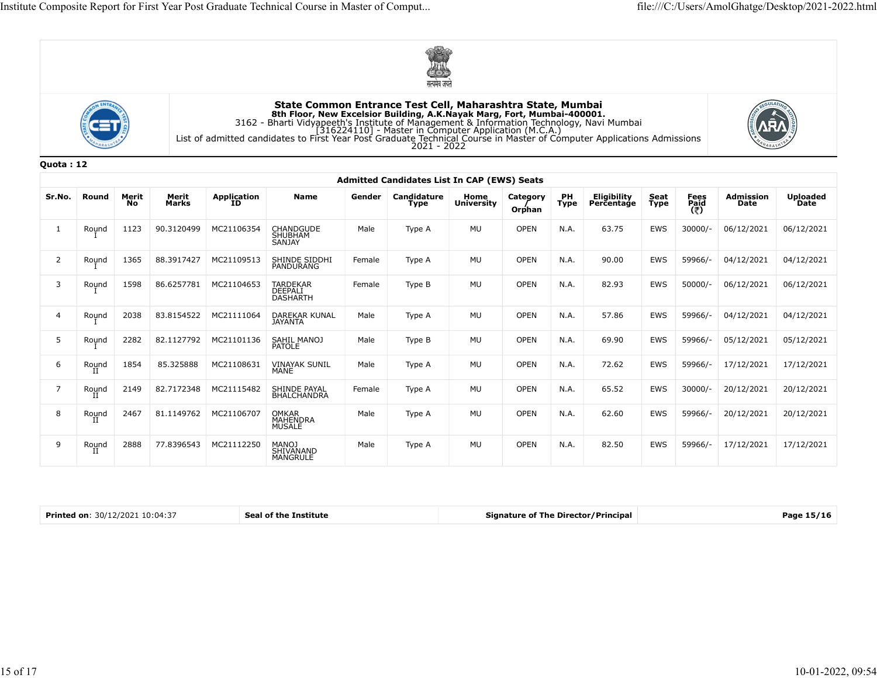**State Common Entrance Test Cell, Maharashtra State, Mumbai**
**8th Floor, New Excelsior Building, A.K.Nayak Marg, Fort, Mumbai-400001.**
3162 - Bharti Vidyapeeth's Institute of Management & Information Technology, Navi Mumbai
[316224110] - Master in Computer Application (M.C.A.)
List of admitted candidates to First Year Post Graduate Technical Course in Master of Computer Applications Admissions 2021 - 2022

**Quota : 12**

**Admitted Candidates List In CAP (EWS) Seats**

| Sr.No. | Round | Merit No | Merit Marks | Application ID | Name | Gender | Candidature Type | Home University | Category / Orphan | PH Type | Eligibility Percentage | Seat Type | Fees Paid (₹) | Admission Date | Uploaded Date |
|---|---|---|---|---|---|---|---|---|---|---|---|---|---|---|---|
| 1 | Round I | 1123 | 90.3120499 | MC21106354 | CHANDGUDE SHUBHAM SANJAY | Male | Type A | MU | OPEN | N.A. | 63.75 | EWS | 30000/- | 06/12/2021 | 06/12/2021 |
| 2 | Round I | 1365 | 88.3917427 | MC21109513 | SHINDE SIDDHI PANDURANG | Female | Type A | MU | OPEN | N.A. | 90.00 | EWS | 59966/- | 04/12/2021 | 04/12/2021 |
| 3 | Round I | 1598 | 86.6257781 | MC21104653 | TARDEKAR DEEPALI DASHARTH | Female | Type B | MU | OPEN | N.A. | 82.93 | EWS | 50000/- | 06/12/2021 | 06/12/2021 |
| 4 | Round I | 2038 | 83.8154522 | MC21111064 | DAREKAR KUNAL JAYANTA | Male | Type A | MU | OPEN | N.A. | 57.86 | EWS | 59966/- | 04/12/2021 | 04/12/2021 |
| 5 | Round I | 2282 | 82.1127792 | MC21101136 | SAHIL MANOJ PATOLE | Male | Type B | MU | OPEN | N.A. | 69.90 | EWS | 59966/- | 05/12/2021 | 05/12/2021 |
| 6 | Round II | 1854 | 85.325888 | MC21108631 | VINAYAK SUNIL MANE | Male | Type A | MU | OPEN | N.A. | 72.62 | EWS | 59966/- | 17/12/2021 | 17/12/2021 |
| 7 | Round II | 2149 | 82.7172348 | MC21115482 | SHINDE PAYAL BHALCHANDRA | Female | Type A | MU | OPEN | N.A. | 65.52 | EWS | 30000/- | 20/12/2021 | 20/12/2021 |
| 8 | Round II | 2467 | 81.1149762 | MC21106707 | OMKAR MAHENDRA MUSALE | Male | Type A | MU | OPEN | N.A. | 62.60 | EWS | 59966/- | 20/12/2021 | 20/12/2021 |
| 9 | Round II | 2888 | 77.8396543 | MC21112250 | MANOJ SHIVANAND MANGRULE | Male | Type A | MU | OPEN | N.A. | 82.50 | EWS | 59966/- | 17/12/2021 | 17/12/2021 |

| **Printed on**: 30/12/2021 10:04:37 | **Seal of the Institute** | **Signature of The Director/Principal** | **Page 15/16** |
|---|---|---|---|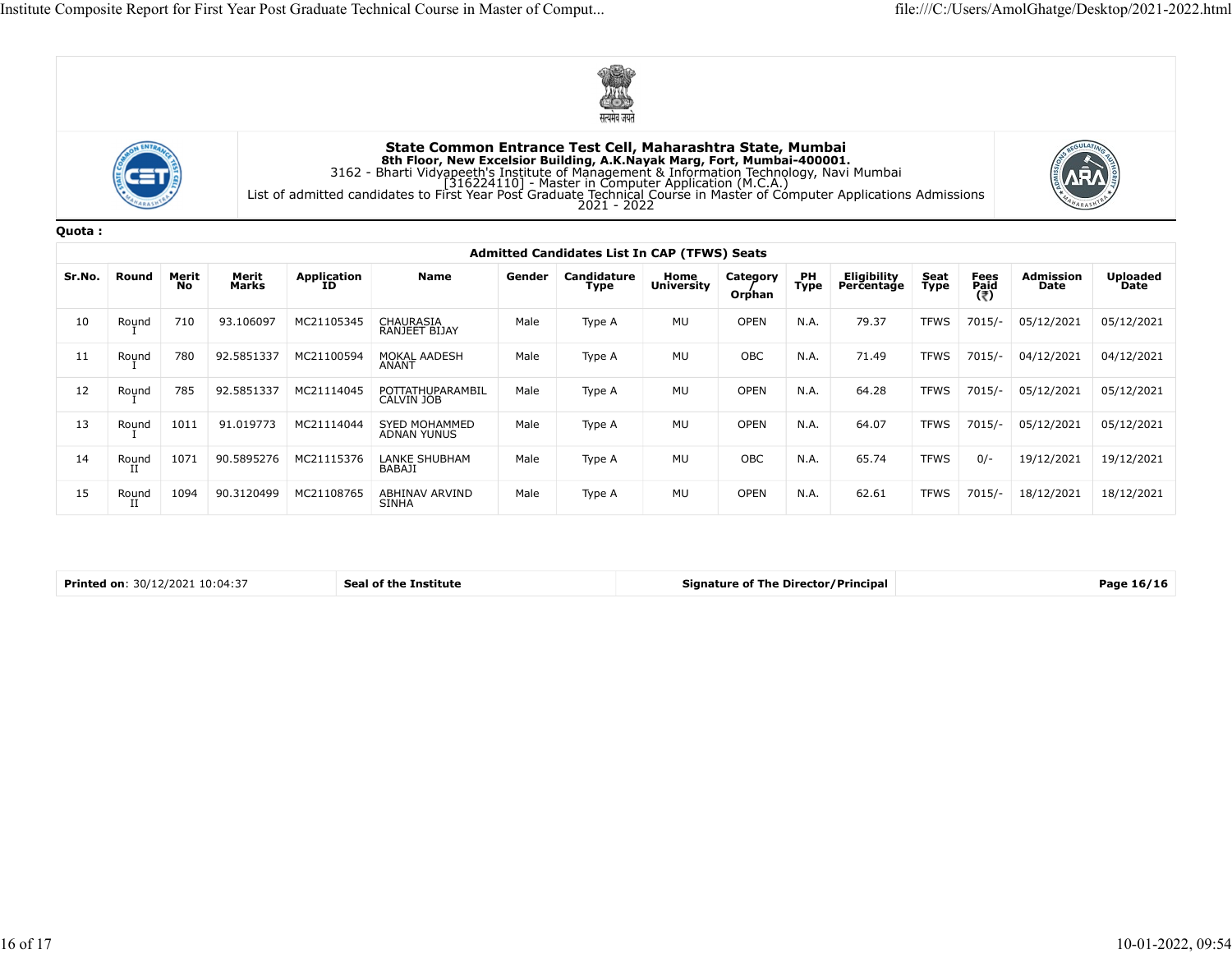## State Common Entrance Test Cell, Maharashtra State, Mumbai

**8th Floor, New Excelsior Building, A.K.Nayak Marg, Fort, Mumbai-400001.**

3162 - Bharti Vidyapeeth's Institute of Management & Information Technology, Navi Mumbai
[316224110] - Master in Computer Application (M.C.A.)
List of admitted candidates to First Year Post Graduate Technical Course in Master of Computer Applications Admissions 2021 - 2022

**Quota :**

**Admitted Candidates List In CAP (TFWS) Seats**

| Sr.No. | Round | Merit No | Merit Marks | Application ID | Name | Gender | Candidature Type | Home University | Category / Orphan | PH Type | Eligibility Percentage | Seat Type | Fees Paid (₹) | Admission Date | Uploaded Date |
|---|---|---|---|---|---|---|---|---|---|---|---|---|---|---|---|
| 10 | Round I | 710 | 93.106097 | MC21105345 | CHAURASIA RANJEET BIJAY | Male | Type A | MU | OPEN | N.A. | 79.37 | TFWS | 7015/- | 05/12/2021 | 05/12/2021 |
| 11 | Round I | 780 | 92.5851337 | MC21100594 | MOKAL AADESH ANANT | Male | Type A | MU | OBC | N.A. | 71.49 | TFWS | 7015/- | 04/12/2021 | 04/12/2021 |
| 12 | Round I | 785 | 92.5851337 | MC21114045 | POTTATHUPARAMBIL CALVIN JOB | Male | Type A | MU | OPEN | N.A. | 64.28 | TFWS | 7015/- | 05/12/2021 | 05/12/2021 |
| 13 | Round I | 1011 | 91.019773 | MC21114044 | SYED MOHAMMED ADNAN YUNUS | Male | Type A | MU | OPEN | N.A. | 64.07 | TFWS | 7015/- | 05/12/2021 | 05/12/2021 |
| 14 | Round II | 1071 | 90.5895276 | MC21115376 | LANKE SHUBHAM BABAJI | Male | Type A | MU | OBC | N.A. | 65.74 | TFWS | 0/- | 19/12/2021 | 19/12/2021 |
| 15 | Round II | 1094 | 90.3120499 | MC21108765 | ABHINAV ARVIND SINHA | Male | Type A | MU | OPEN | N.A. | 62.61 | TFWS | 7015/- | 18/12/2021 | 18/12/2021 |

| **Printed on**: 30/12/2021 10:04:37 | **Seal of the Institute** | **Signature of The Director/Principal** | **Page 16/16** |
|---|---|---|---|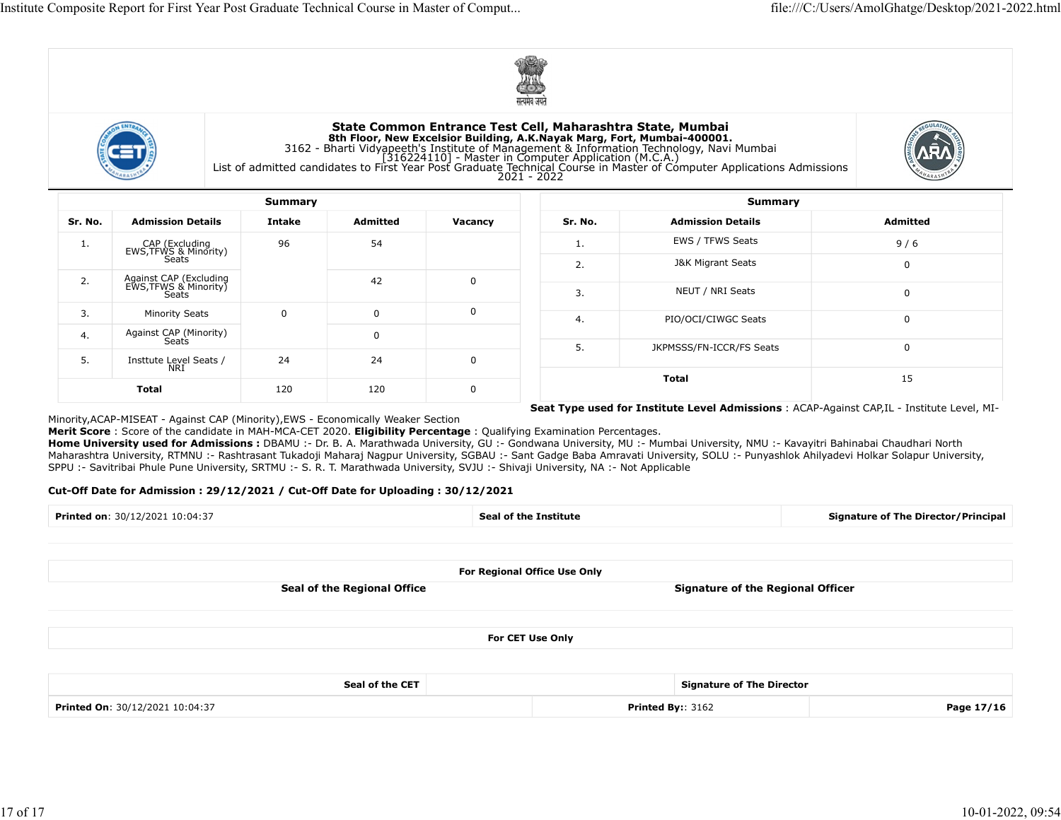## State Common Entrance Test Cell, Maharashtra State, Mumbai

**8th Floor, New Excelsior Building, A.K.Nayak Marg, Fort, Mumbai-400001.**

3162 - Bharti Vidyapeeth's Institute of Management & Information Technology, Navi Mumbai

[316224110] - Master in Computer Application (M.C.A.)

List of admitted candidates to First Year Post Graduate Technical Course in Master of Computer Applications Admissions 2021 - 2022

**Summary**

| Sr. No. | Admission Details | Intake | Admitted | Vacancy |
|---|---|---|---|---|
| 1. | CAP (Excluding EWS,TFWS & Minority) Seats | 96 | 54 | |
| 2. | Against CAP (Excluding EWS,TFWS & Minority) Seats | | 42 | 0 |
| 3. | Minority Seats | 0 | 0 | 0 |
| 4. | Against CAP (Minority) Seats | | 0 | |
| 5. | Insttute Level Seats / NRI | 24 | 24 | 0 |
| **Total** | | 120 | 120 | 0 |

**Summary**

| Sr. No. | Admission Details | Admitted |
|---|---|---|
| 1. | EWS / TFWS Seats | 9 / 6 |
| 2. | J&K Migrant Seats | 0 |
| 3. | NEUT / NRI Seats | 0 |
| 4. | PIO/OCI/CIWGC Seats | 0 |
| 5. | JKPMSSS/FN-ICCR/FS Seats | 0 |
| **Total** | | 15 |

**Seat Type used for Institute Level Admissions** : ACAP-Against CAP,IL - Institute Level, MI-Minority,ACAP-MISEAT - Against CAP (Minority),EWS - Economically Weaker Section

**Merit Score** : Score of the candidate in MAH-MCA-CET 2020. **Eligibility Percentage** : Qualifying Examination Percentages.

**Home University used for Admissions :** DBAMU :- Dr. B. A. Marathwada University, GU :- Gondwana University, MU :- Mumbai University, NMU :- Kavayitri Bahinabai Chaudhari North Maharashtra University, RTMNU :- Rashtrasant Tukadoji Maharaj Nagpur University, SGBAU :- Sant Gadge Baba Amravati University, SOLU :- Punyashlok Ahilyadevi Holkar Solapur University, SPPU :- Savitribai Phule Pune University, SRTMU :- S. R. T. Marathwada University, SVJU :- Shivaji University, NA :- Not Applicable

**Cut-Off Date for Admission : 29/12/2021 / Cut-Off Date for Uploading : 30/12/2021**

| | | |
|---|---|---|
| **Printed on**: 30/12/2021 10:04:37 | **Seal of the Institute** | **Signature of The Director/Principal** |

**For Regional Office Use Only**

| | |
|---|---|
| **Seal of the Regional Office** | **Signature of the Regional Officer** |

**For CET Use Only**

| | |
|---|---|
| **Seal of the CET** | **Signature of The Director** |

| | | |
|---|---|---|
| **Printed On**: 30/12/2021 10:04:37 | **Printed By:**: 3162 | **Page 17/16** |